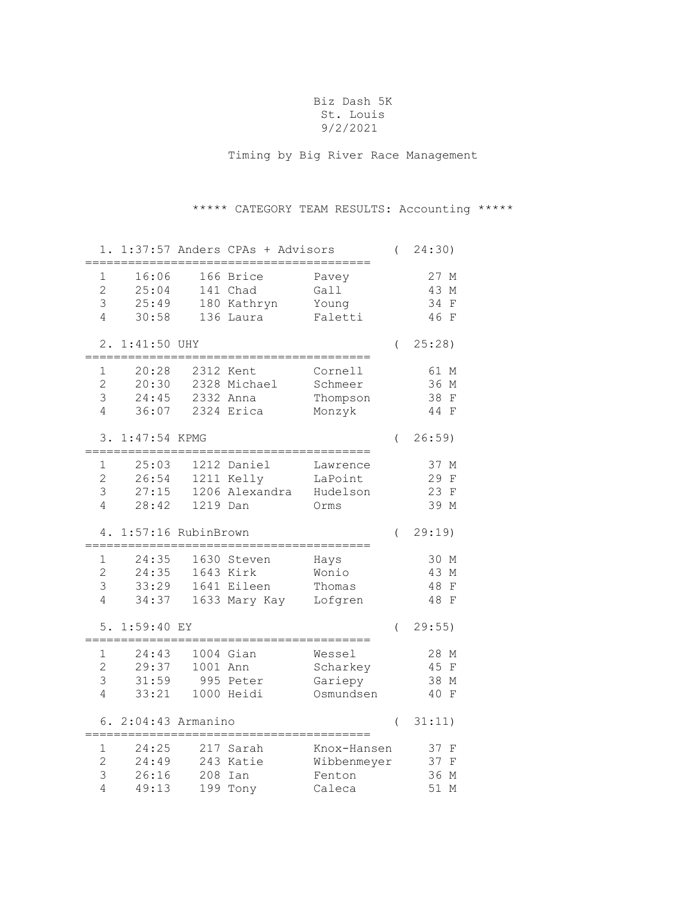# Biz Dash 5K

St. Louis

9/2/2021

Timing by Big River Race Management

## ***** CATEGORY TEAM RESULTS: Accounting *****

### 1. 1:37:57 Anders CPAs + Advisors ( 24:30)

| | Time | Bib | First | Last | Age | Sex |
|---|---|---|---|---|---|---|
| 1 | 16:06 | 166 | Brice | Pavey | 27 | M |
| 2 | 25:04 | 141 | Chad | Gall | 43 | M |
| 3 | 25:49 | 180 | Kathryn | Young | 34 | F |
| 4 | 30:58 | 136 | Laura | Faletti | 46 | F |

### 2. 1:41:50 UHY ( 25:28)

| | Time | Bib | First | Last | Age | Sex |
|---|---|---|---|---|---|---|
| 1 | 20:28 | 2312 | Kent | Cornell | 61 | M |
| 2 | 20:30 | 2328 | Michael | Schmeer | 36 | M |
| 3 | 24:45 | 2332 | Anna | Thompson | 38 | F |
| 4 | 36:07 | 2324 | Erica | Monzyk | 44 | F |

### 3. 1:47:54 KPMG ( 26:59)

| | Time | Bib | First | Last | Age | Sex |
|---|---|---|---|---|---|---|
| 1 | 25:03 | 1212 | Daniel | Lawrence | 37 | M |
| 2 | 26:54 | 1211 | Kelly | LaPoint | 29 | F |
| 3 | 27:15 | 1206 | Alexandra | Hudelson | 23 | F |
| 4 | 28:42 | 1219 | Dan | Orms | 39 | M |

### 4. 1:57:16 RubinBrown ( 29:19)

| | Time | Bib | First | Last | Age | Sex |
|---|---|---|---|---|---|---|
| 1 | 24:35 | 1630 | Steven | Hays | 30 | M |
| 2 | 24:35 | 1643 | Kirk | Wonio | 43 | M |
| 3 | 33:29 | 1641 | Eileen | Thomas | 48 | F |
| 4 | 34:37 | 1633 | Mary Kay | Lofgren | 48 | F |

### 5. 1:59:40 EY ( 29:55)

| | Time | Bib | First | Last | Age | Sex |
|---|---|---|---|---|---|---|
| 1 | 24:43 | 1004 | Gian | Wessel | 28 | M |
| 2 | 29:37 | 1001 | Ann | Scharkey | 45 | F |
| 3 | 31:59 | 995 | Peter | Gariepy | 38 | M |
| 4 | 33:21 | 1000 | Heidi | Osmundsen | 40 | F |

### 6. 2:04:43 Armanino ( 31:11)

| | Time | Bib | First | Last | Age | Sex |
|---|---|---|---|---|---|---|
| 1 | 24:25 | 217 | Sarah | Knox-Hansen | 37 | F |
| 2 | 24:49 | 243 | Katie | Wibbenmeyer | 37 | F |
| 3 | 26:16 | 208 | Ian | Fenton | 36 | M |
| 4 | 49:13 | 199 | Tony | Caleca | 51 | M |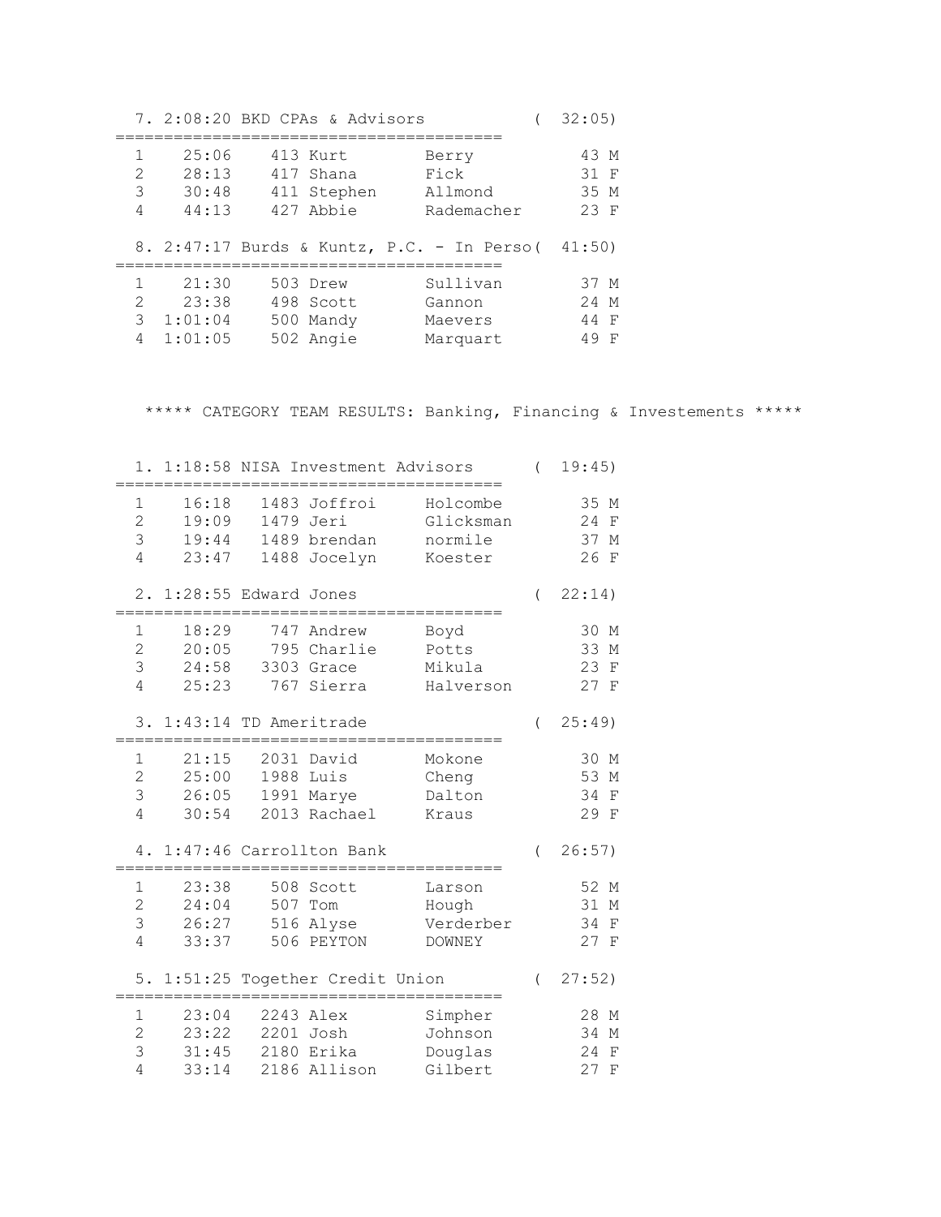## 7. 2:08:20 BKD CPAs & Advisors ( 32:05)

| Place | Time | Bib | First | Last | Age | Sex |
|---|---|---|---|---|---|---|
| 1 | 25:06 | 413 | Kurt | Berry | 43 | M |
| 2 | 28:13 | 417 | Shana | Fick | 31 | F |
| 3 | 30:48 | 411 | Stephen | Allmond | 35 | M |
| 4 | 44:13 | 427 | Abbie | Rademacher | 23 | F |

## 8. 2:47:17 Burds & Kuntz, P.C. - In Perso( 41:50)

| Place | Time | Bib | First | Last | Age | Sex |
|---|---|---|---|---|---|---|
| 1 | 21:30 | 503 | Drew | Sullivan | 37 | M |
| 2 | 23:38 | 498 | Scott | Gannon | 24 | M |
| 3 | 1:01:04 | 500 | Mandy | Maevers | 44 | F |
| 4 | 1:01:05 | 502 | Angie | Marquart | 49 | F |

# ***** CATEGORY TEAM RESULTS: Banking, Financing & Investements *****

## 1. 1:18:58 NISA Investment Advisors ( 19:45)

| Place | Time | Bib | First | Last | Age | Sex |
|---|---|---|---|---|---|---|
| 1 | 16:18 | 1483 | Joffroi | Holcombe | 35 | M |
| 2 | 19:09 | 1479 | Jeri | Glicksman | 24 | F |
| 3 | 19:44 | 1489 | brendan | normile | 37 | M |
| 4 | 23:47 | 1488 | Jocelyn | Koester | 26 | F |

## 2. 1:28:55 Edward Jones ( 22:14)

| Place | Time | Bib | First | Last | Age | Sex |
|---|---|---|---|---|---|---|
| 1 | 18:29 | 747 | Andrew | Boyd | 30 | M |
| 2 | 20:05 | 795 | Charlie | Potts | 33 | M |
| 3 | 24:58 | 3303 | Grace | Mikula | 23 | F |
| 4 | 25:23 | 767 | Sierra | Halverson | 27 | F |

## 3. 1:43:14 TD Ameritrade ( 25:49)

| Place | Time | Bib | First | Last | Age | Sex |
|---|---|---|---|---|---|---|
| 1 | 21:15 | 2031 | David | Mokone | 30 | M |
| 2 | 25:00 | 1988 | Luis | Cheng | 53 | M |
| 3 | 26:05 | 1991 | Marye | Dalton | 34 | F |
| 4 | 30:54 | 2013 | Rachael | Kraus | 29 | F |

## 4. 1:47:46 Carrollton Bank ( 26:57)

| Place | Time | Bib | First | Last | Age | Sex |
|---|---|---|---|---|---|---|
| 1 | 23:38 | 508 | Scott | Larson | 52 | M |
| 2 | 24:04 | 507 | Tom | Hough | 31 | M |
| 3 | 26:27 | 516 | Alyse | Verderber | 34 | F |
| 4 | 33:37 | 506 | PEYTON | DOWNEY | 27 | F |

## 5. 1:51:25 Together Credit Union ( 27:52)

| Place | Time | Bib | First | Last | Age | Sex |
|---|---|---|---|---|---|---|
| 1 | 23:04 | 2243 | Alex | Simpher | 28 | M |
| 2 | 23:22 | 2201 | Josh | Johnson | 34 | M |
| 3 | 31:45 | 2180 | Erika | Douglas | 24 | F |
| 4 | 33:14 | 2186 | Allison | Gilbert | 27 | F |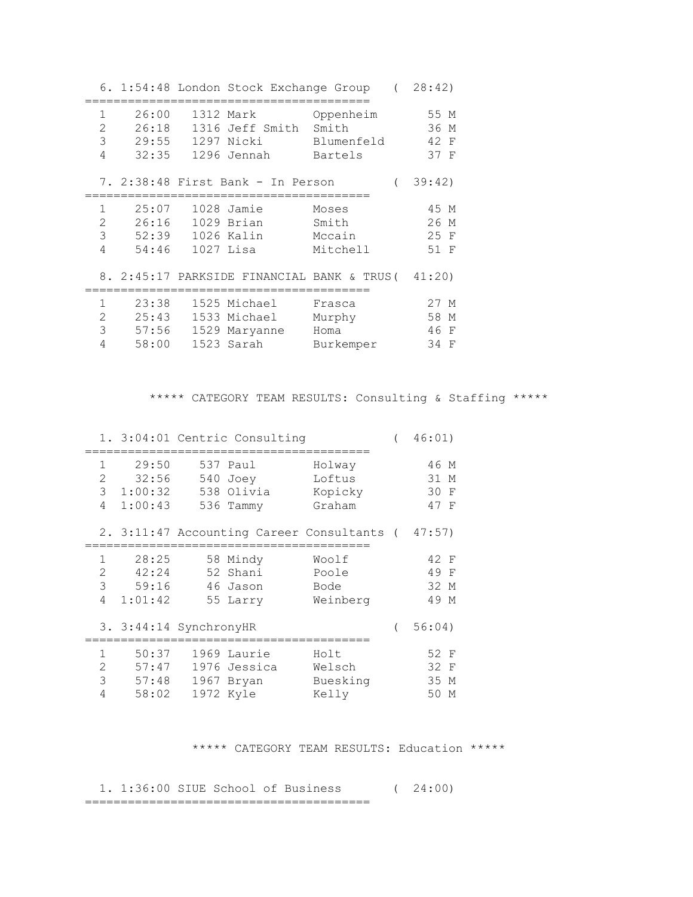6. 1:54:48 London Stock Exchange Group ( 28:42)

| | Time | Bib | First Name | Last Name | Age | Sex |
|---|---|---|---|---|---|---|
| 1 | 26:00 | 1312 | Mark | Oppenheim | 55 | M |
| 2 | 26:18 | 1316 | Jeff Smith | Smith | 36 | M |
| 3 | 29:55 | 1297 | Nicki | Blumenfeld | 42 | F |
| 4 | 32:35 | 1296 | Jennah | Bartels | 37 | F |

7. 2:38:48 First Bank - In Person ( 39:42)

| | Time | Bib | First Name | Last Name | Age | Sex |
|---|---|---|---|---|---|---|
| 1 | 25:07 | 1028 | Jamie | Moses | 45 | M |
| 2 | 26:16 | 1029 | Brian | Smith | 26 | M |
| 3 | 52:39 | 1026 | Kalin | Mccain | 25 | F |
| 4 | 54:46 | 1027 | Lisa | Mitchell | 51 | F |

8. 2:45:17 PARKSIDE FINANCIAL BANK & TRUS( 41:20)

| | Time | Bib | First Name | Last Name | Age | Sex |
|---|---|---|---|---|---|---|
| 1 | 23:38 | 1525 | Michael | Frasca | 27 | M |
| 2 | 25:43 | 1533 | Michael | Murphy | 58 | M |
| 3 | 57:56 | 1529 | Maryanne | Homa | 46 | F |
| 4 | 58:00 | 1523 | Sarah | Burkemper | 34 | F |

## ***** CATEGORY TEAM RESULTS: Consulting & Staffing *****

1. 3:04:01 Centric Consulting ( 46:01)

| | Time | Bib | First Name | Last Name | Age | Sex |
|---|---|---|---|---|---|---|
| 1 | 29:50 | 537 | Paul | Holway | 46 | M |
| 2 | 32:56 | 540 | Joey | Loftus | 31 | M |
| 3 | 1:00:32 | 538 | Olivia | Kopicky | 30 | F |
| 4 | 1:00:43 | 536 | Tammy | Graham | 47 | F |

2. 3:11:47 Accounting Career Consultants ( 47:57)

| | Time | Bib | First Name | Last Name | Age | Sex |
|---|---|---|---|---|---|---|
| 1 | 28:25 | 58 | Mindy | Woolf | 42 | F |
| 2 | 42:24 | 52 | Shani | Poole | 49 | F |
| 3 | 59:16 | 46 | Jason | Bode | 32 | M |
| 4 | 1:01:42 | 55 | Larry | Weinberg | 49 | M |

3. 3:44:14 SynchronyHR ( 56:04)

| | Time | Bib | First Name | Last Name | Age | Sex |
|---|---|---|---|---|---|---|
| 1 | 50:37 | 1969 | Laurie | Holt | 52 | F |
| 2 | 57:47 | 1976 | Jessica | Welsch | 32 | F |
| 3 | 57:48 | 1967 | Bryan | Buesking | 35 | M |
| 4 | 58:02 | 1972 | Kyle | Kelly | 50 | M |

## ***** CATEGORY TEAM RESULTS: Education *****

1. 1:36:00 SIUE School of Business ( 24:00)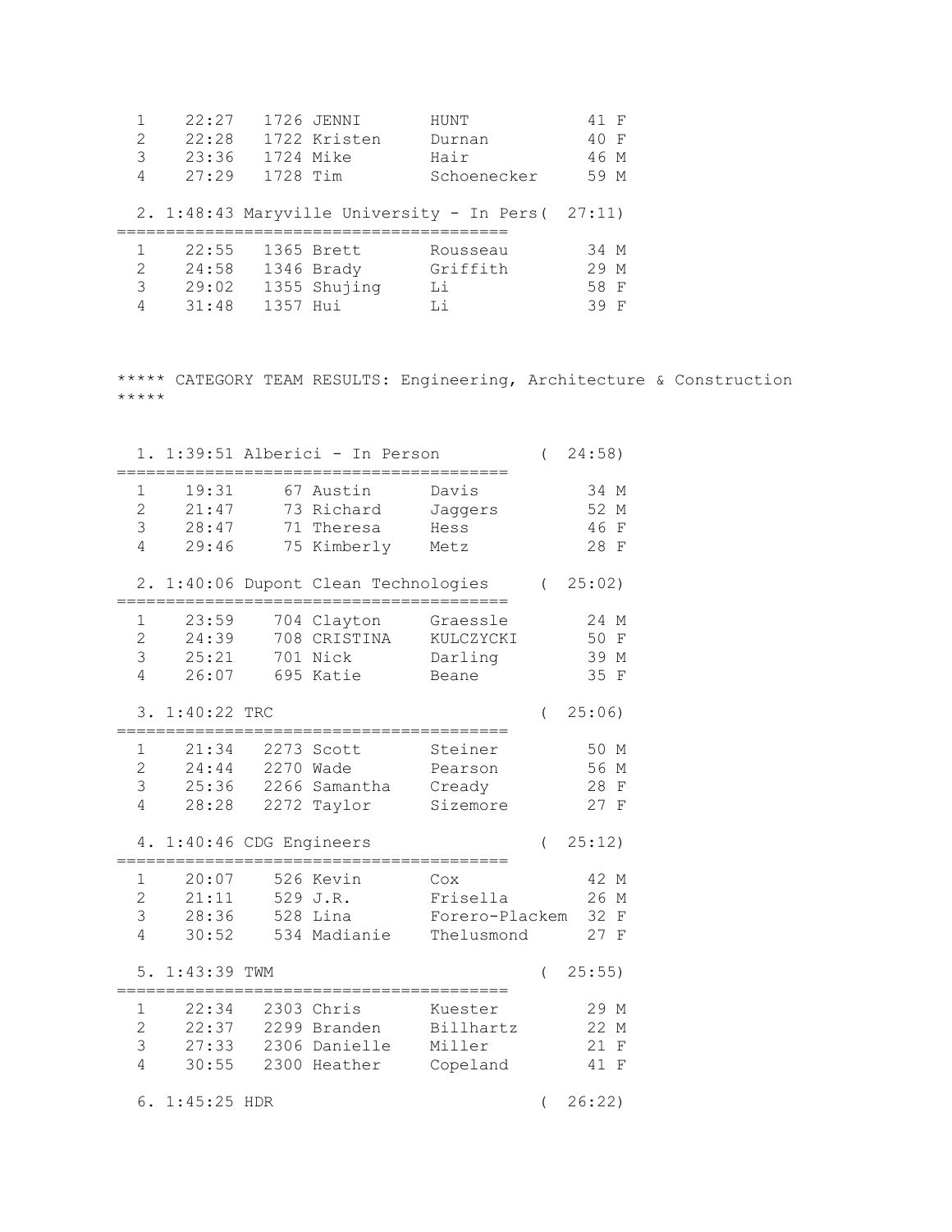| | | | | | |
|---|---|---|---|---|---|
| 1 | 22:27 | 1726 | JENNI | HUNT | 41 F |
| 2 | 22:28 | 1722 | Kristen | Durnan | 40 F |
| 3 | 23:36 | 1724 | Mike | Hair | 46 M |
| 4 | 27:29 | 1728 | Tim | Schoenecker | 59 M |

2. 1:48:43 Maryville University - In Pers( 27:11)

| | | | | | |
|---|---|---|---|---|---|
| 1 | 22:55 | 1365 | Brett | Rousseau | 34 M |
| 2 | 24:58 | 1346 | Brady | Griffith | 29 M |
| 3 | 29:02 | 1355 | Shujing | Li | 58 F |
| 4 | 31:48 | 1357 | Hui | Li | 39 F |

***** CATEGORY TEAM RESULTS: Engineering, Architecture & Construction *****

1. 1:39:51 Alberici - In Person ( 24:58)

| | | | | | |
|---|---|---|---|---|---|
| 1 | 19:31 | 67 | Austin | Davis | 34 M |
| 2 | 21:47 | 73 | Richard | Jaggers | 52 M |
| 3 | 28:47 | 71 | Theresa | Hess | 46 F |
| 4 | 29:46 | 75 | Kimberly | Metz | 28 F |

2. 1:40:06 Dupont Clean Technologies ( 25:02)

| | | | | | |
|---|---|---|---|---|---|
| 1 | 23:59 | 704 | Clayton | Graessle | 24 M |
| 2 | 24:39 | 708 | CRISTINA | KULCZYCKI | 50 F |
| 3 | 25:21 | 701 | Nick | Darling | 39 M |
| 4 | 26:07 | 695 | Katie | Beane | 35 F |

3. 1:40:22 TRC ( 25:06)

| | | | | | |
|---|---|---|---|---|---|
| 1 | 21:34 | 2273 | Scott | Steiner | 50 M |
| 2 | 24:44 | 2270 | Wade | Pearson | 56 M |
| 3 | 25:36 | 2266 | Samantha | Cready | 28 F |
| 4 | 28:28 | 2272 | Taylor | Sizemore | 27 F |

4. 1:40:46 CDG Engineers ( 25:12)

| | | | | | |
|---|---|---|---|---|---|
| 1 | 20:07 | 526 | Kevin | Cox | 42 M |
| 2 | 21:11 | 529 | J.R. | Frisella | 26 M |
| 3 | 28:36 | 528 | Lina | Forero-Plackem | 32 F |
| 4 | 30:52 | 534 | Madianie | Thelusmond | 27 F |

5. 1:43:39 TWM ( 25:55)

| | | | | | |
|---|---|---|---|---|---|
| 1 | 22:34 | 2303 | Chris | Kuester | 29 M |
| 2 | 22:37 | 2299 | Branden | Billhartz | 22 M |
| 3 | 27:33 | 2306 | Danielle | Miller | 21 F |
| 4 | 30:55 | 2300 | Heather | Copeland | 41 F |

6. 1:45:25 HDR ( 26:22)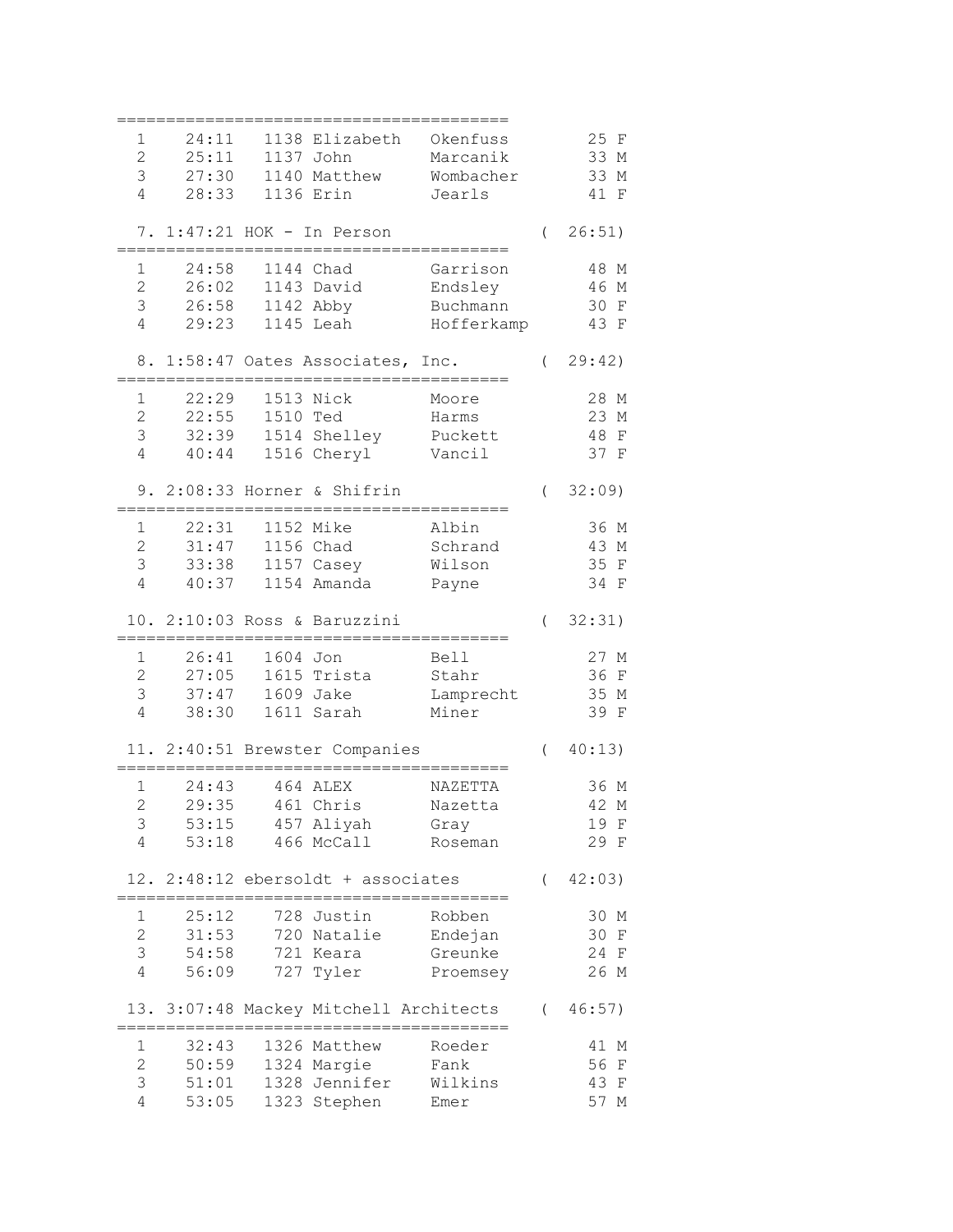```
=========================================
  1    24:11   1138 Elizabeth   Okenfuss        25 F
  2    25:11   1137 John        Marcanik        33 M
  3    27:30   1140 Matthew     Wombacher       33 M
  4    28:33   1136 Erin        Jearls          41 F

  7. 1:47:21 HOK - In Person                ( 26:51)
=========================================
  1    24:58   1144 Chad        Garrison        48 M
  2    26:02   1143 David       Endsley         46 M
  3    26:58   1142 Abby        Buchmann        30 F
  4    29:23   1145 Leah        Hofferkamp      43 F

  8. 1:58:47 Oates Associates, Inc.        ( 29:42)
=========================================
  1    22:29   1513 Nick        Moore           28 M
  2    22:55   1510 Ted         Harms           23 M
  3    32:39   1514 Shelley     Puckett         48 F
  4    40:44   1516 Cheryl      Vancil          37 F

  9. 2:08:33 Horner & Shifrin                ( 32:09)
=========================================
  1    22:31   1152 Mike        Albin           36 M
  2    31:47   1156 Chad        Schrand         43 M
  3    33:38   1157 Casey       Wilson          35 F
  4    40:37   1154 Amanda      Payne           34 F

 10. 2:10:03 Ross & Baruzzini               ( 32:31)
=========================================
  1    26:41   1604 Jon         Bell            27 M
  2    27:05   1615 Trista      Stahr           36 F
  3    37:47   1609 Jake        Lamprecht       35 M
  4    38:30   1611 Sarah       Miner           39 F

 11. 2:40:51 Brewster Companies             ( 40:13)
=========================================
  1    24:43    464 ALEX        NAZETTA         36 M
  2    29:35    461 Chris       Nazetta         42 M
  3    53:15    457 Aliyah      Gray            19 F
  4    53:18    466 McCall      Roseman         29 F

 12. 2:48:12 ebersoldt + associates         ( 42:03)
=========================================
  1    25:12    728 Justin      Robben          30 M
  2    31:53    720 Natalie     Endejan         30 F
  3    54:58    721 Keara       Greunke         24 F
  4    56:09    727 Tyler       Proemsey        26 M

 13. 3:07:48 Mackey Mitchell Architects     ( 46:57)
=========================================
  1    32:43   1326 Matthew     Roeder          41 M
  2    50:59   1324 Margie      Fank            56 F
  3    51:01   1328 Jennifer    Wilkins         43 F
  4    53:05   1323 Stephen     Emer            57 M
```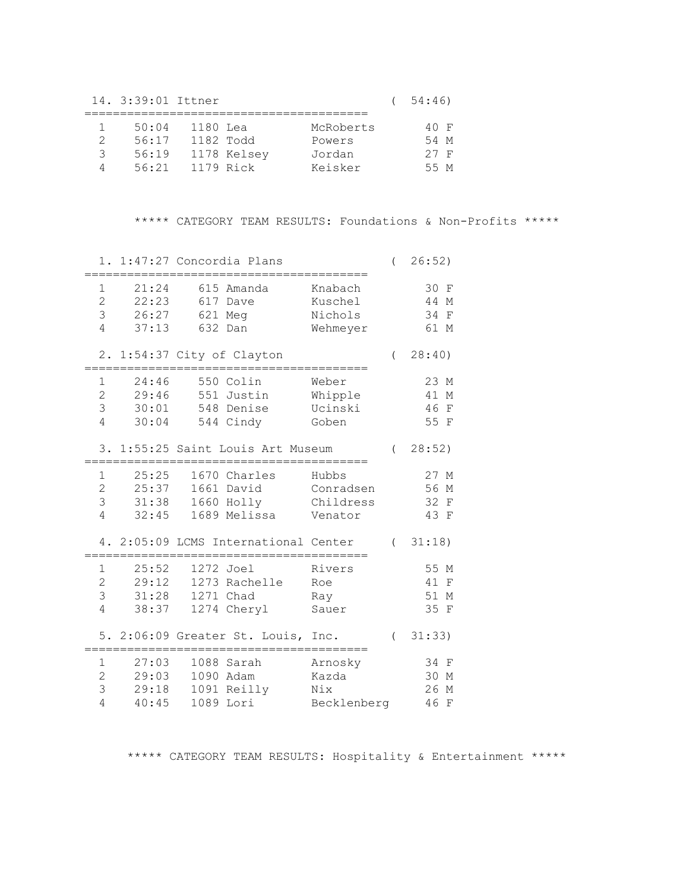14. 3:39:01 Ittner ( 54:46)

| | Time | Bib | First | Last | Age | Sex |
|---|---|---|---|---|---|---|
| 1 | 50:04 | 1180 | Lea | McRoberts | 40 | F |
| 2 | 56:17 | 1182 | Todd | Powers | 54 | M |
| 3 | 56:19 | 1178 | Kelsey | Jordan | 27 | F |
| 4 | 56:21 | 1179 | Rick | Keisker | 55 | M |

## ***** CATEGORY TEAM RESULTS: Foundations & Non-Profits *****

1. 1:47:27 Concordia Plans ( 26:52)

| | Time | Bib | First | Last | Age | Sex |
|---|---|---|---|---|---|---|
| 1 | 21:24 | 615 | Amanda | Knabach | 30 | F |
| 2 | 22:23 | 617 | Dave | Kuschel | 44 | M |
| 3 | 26:27 | 621 | Meg | Nichols | 34 | F |
| 4 | 37:13 | 632 | Dan | Wehmeyer | 61 | M |

2. 1:54:37 City of Clayton ( 28:40)

| | Time | Bib | First | Last | Age | Sex |
|---|---|---|---|---|---|---|
| 1 | 24:46 | 550 | Colin | Weber | 23 | M |
| 2 | 29:46 | 551 | Justin | Whipple | 41 | M |
| 3 | 30:01 | 548 | Denise | Ucinski | 46 | F |
| 4 | 30:04 | 544 | Cindy | Goben | 55 | F |

3. 1:55:25 Saint Louis Art Museum ( 28:52)

| | Time | Bib | First | Last | Age | Sex |
|---|---|---|---|---|---|---|
| 1 | 25:25 | 1670 | Charles | Hubbs | 27 | M |
| 2 | 25:37 | 1661 | David | Conradsen | 56 | M |
| 3 | 31:38 | 1660 | Holly | Childress | 32 | F |
| 4 | 32:45 | 1689 | Melissa | Venator | 43 | F |

4. 2:05:09 LCMS International Center ( 31:18)

| | Time | Bib | First | Last | Age | Sex |
|---|---|---|---|---|---|---|
| 1 | 25:52 | 1272 | Joel | Rivers | 55 | M |
| 2 | 29:12 | 1273 | Rachelle | Roe | 41 | F |
| 3 | 31:28 | 1271 | Chad | Ray | 51 | M |
| 4 | 38:37 | 1274 | Cheryl | Sauer | 35 | F |

5. 2:06:09 Greater St. Louis, Inc. ( 31:33)

| | Time | Bib | First | Last | Age | Sex |
|---|---|---|---|---|---|---|
| 1 | 27:03 | 1088 | Sarah | Arnosky | 34 | F |
| 2 | 29:03 | 1090 | Adam | Kazda | 30 | M |
| 3 | 29:18 | 1091 | Reilly | Nix | 26 | M |
| 4 | 40:45 | 1089 | Lori | Becklenberg | 46 | F |

## ***** CATEGORY TEAM RESULTS: Hospitality & Entertainment *****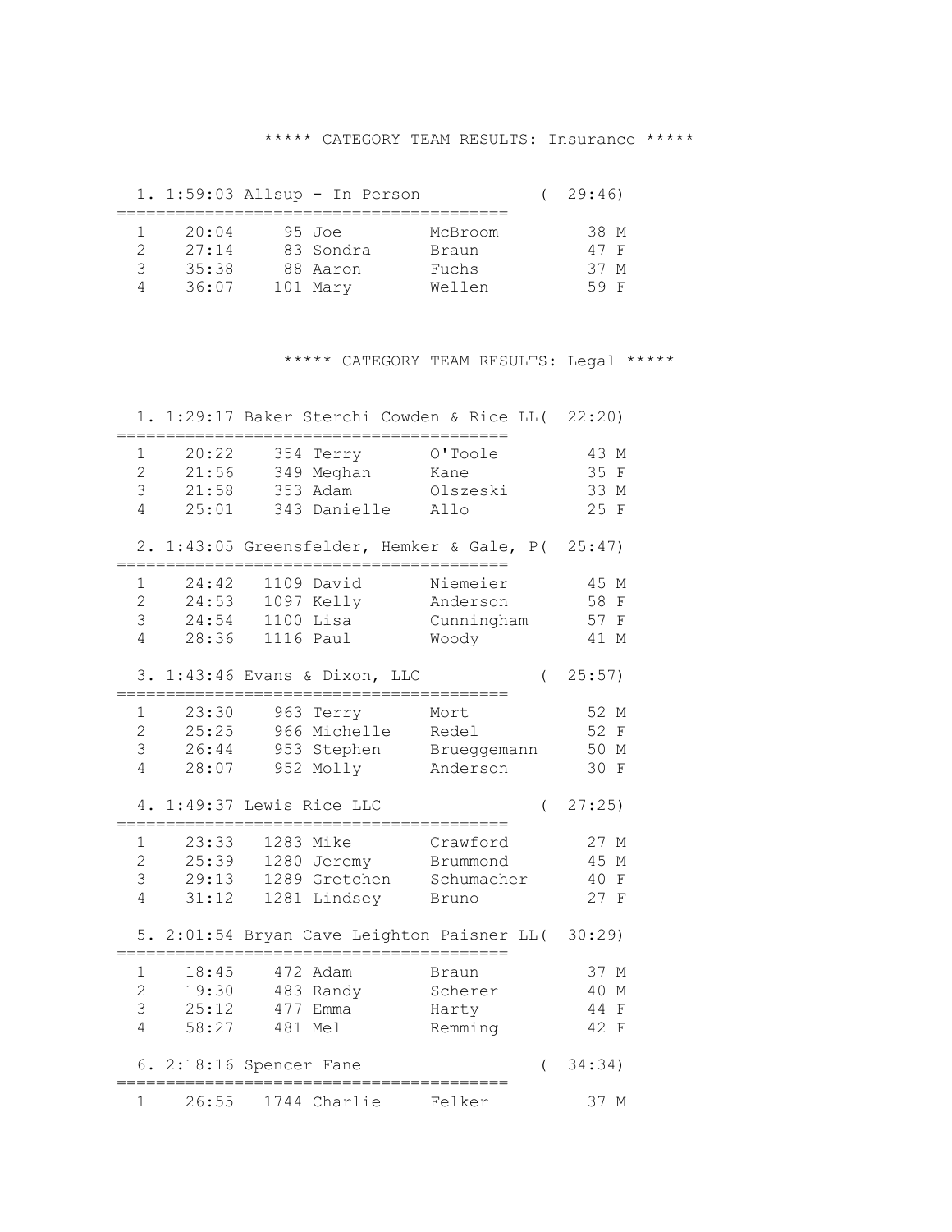## ***** CATEGORY TEAM RESULTS: Insurance *****

**1. 1:59:03 Allsup - In Person ( 29:46)**

| Place | Time | Bib | First | Last | Age | Sex |
|---|---|---|---|---|---|---|
| 1 | 20:04 | 95 | Joe | McBroom | 38 | M |
| 2 | 27:14 | 83 | Sondra | Braun | 47 | F |
| 3 | 35:38 | 88 | Aaron | Fuchs | 37 | M |
| 4 | 36:07 | 101 | Mary | Wellen | 59 | F |

## ***** CATEGORY TEAM RESULTS: Legal *****

**1. 1:29:17 Baker Sterchi Cowden & Rice LL( 22:20)**

| Place | Time | Bib | First | Last | Age | Sex |
|---|---|---|---|---|---|---|
| 1 | 20:22 | 354 | Terry | O'Toole | 43 | M |
| 2 | 21:56 | 349 | Meghan | Kane | 35 | F |
| 3 | 21:58 | 353 | Adam | Olszeski | 33 | M |
| 4 | 25:01 | 343 | Danielle | Allo | 25 | F |

**2. 1:43:05 Greensfelder, Hemker & Gale, P( 25:47)**

| Place | Time | Bib | First | Last | Age | Sex |
|---|---|---|---|---|---|---|
| 1 | 24:42 | 1109 | David | Niemeier | 45 | M |
| 2 | 24:53 | 1097 | Kelly | Anderson | 58 | F |
| 3 | 24:54 | 1100 | Lisa | Cunningham | 57 | F |
| 4 | 28:36 | 1116 | Paul | Woody | 41 | M |

**3. 1:43:46 Evans & Dixon, LLC ( 25:57)**

| Place | Time | Bib | First | Last | Age | Sex |
|---|---|---|---|---|---|---|
| 1 | 23:30 | 963 | Terry | Mort | 52 | M |
| 2 | 25:25 | 966 | Michelle | Redel | 52 | F |
| 3 | 26:44 | 953 | Stephen | Brueggemann | 50 | M |
| 4 | 28:07 | 952 | Molly | Anderson | 30 | F |

**4. 1:49:37 Lewis Rice LLC ( 27:25)**

| Place | Time | Bib | First | Last | Age | Sex |
|---|---|---|---|---|---|---|
| 1 | 23:33 | 1283 | Mike | Crawford | 27 | M |
| 2 | 25:39 | 1280 | Jeremy | Brummond | 45 | M |
| 3 | 29:13 | 1289 | Gretchen | Schumacher | 40 | F |
| 4 | 31:12 | 1281 | Lindsey | Bruno | 27 | F |

**5. 2:01:54 Bryan Cave Leighton Paisner LL( 30:29)**

| Place | Time | Bib | First | Last | Age | Sex |
|---|---|---|---|---|---|---|
| 1 | 18:45 | 472 | Adam | Braun | 37 | M |
| 2 | 19:30 | 483 | Randy | Scherer | 40 | M |
| 3 | 25:12 | 477 | Emma | Harty | 44 | F |
| 4 | 58:27 | 481 | Mel | Remming | 42 | F |

**6. 2:18:16 Spencer Fane ( 34:34)**

| Place | Time | Bib | First | Last | Age | Sex |
|---|---|---|---|---|---|---|
| 1 | 26:55 | 1744 | Charlie | Felker | 37 | M |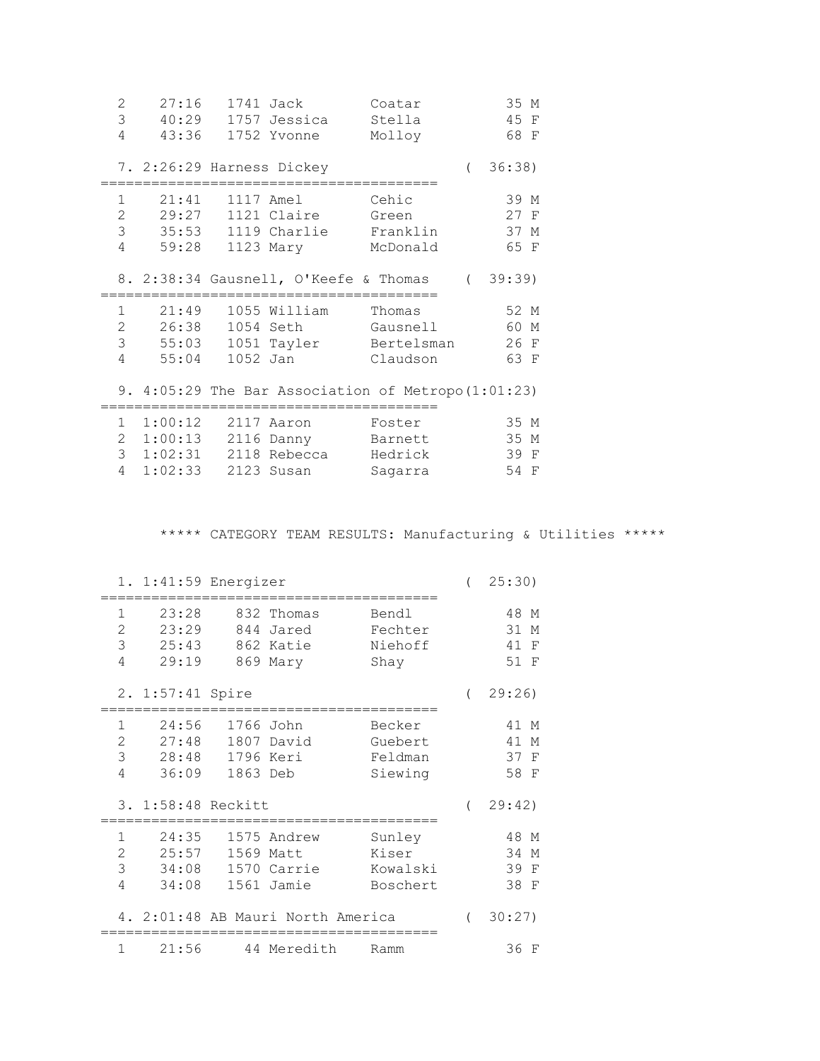```
  2    27:16   1741 Jack        Coatar            35 M
  3    40:29   1757 Jessica     Stella            45 F
  4    43:36   1752 Yvonne      Molloy            68 F

  7. 2:26:29 Harness Dickey                     (  36:38)
=========================================
  1    21:41   1117 Amel        Cehic             39 M
  2    29:27   1121 Claire      Green             27 F
  3    35:53   1119 Charlie     Franklin          37 M
  4    59:28   1123 Mary        McDonald          65 F

  8. 2:38:34 Gausnell, O'Keefe & Thomas         (  39:39)
=========================================
  1    21:49   1055 William     Thomas            52 M
  2    26:38   1054 Seth        Gausnell          60 M
  3    55:03   1051 Tayler      Bertelsman        26 F
  4    55:04   1052 Jan         Claudson          63 F

  9. 4:05:29 The Bar Association of Metropo(1:01:23)
=========================================
  1  1:00:12   2117 Aaron       Foster            35 M
  2  1:00:13   2116 Danny       Barnett           35 M
  3  1:02:31   2118 Rebecca     Hedrick           39 F
  4  1:02:33   2123 Susan       Sagarra           54 F


      ***** CATEGORY TEAM RESULTS: Manufacturing & Utilities *****


  1. 1:41:59 Energizer                          (  25:30)
=========================================
  1    23:28    832 Thomas      Bendl             48 M
  2    23:29    844 Jared       Fechter           31 M
  3    25:43    862 Katie       Niehoff           41 F
  4    29:19    869 Mary        Shay              51 F

  2. 1:57:41 Spire                              (  29:26)
=========================================
  1    24:56   1766 John        Becker            41 M
  2    27:48   1807 David       Guebert           41 M
  3    28:48   1796 Keri        Feldman           37 F
  4    36:09   1863 Deb         Siewing           58 F

  3. 1:58:48 Reckitt                            (  29:42)
=========================================
  1    24:35   1575 Andrew      Sunley            48 M
  2    25:57   1569 Matt        Kiser             34 M
  3    34:08   1570 Carrie      Kowalski          39 F
  4    34:08   1561 Jamie       Boschert          38 F

  4. 2:01:48 AB Mauri North America             (  30:27)
=========================================
  1    21:56     44 Meredith    Ramm              36 F
```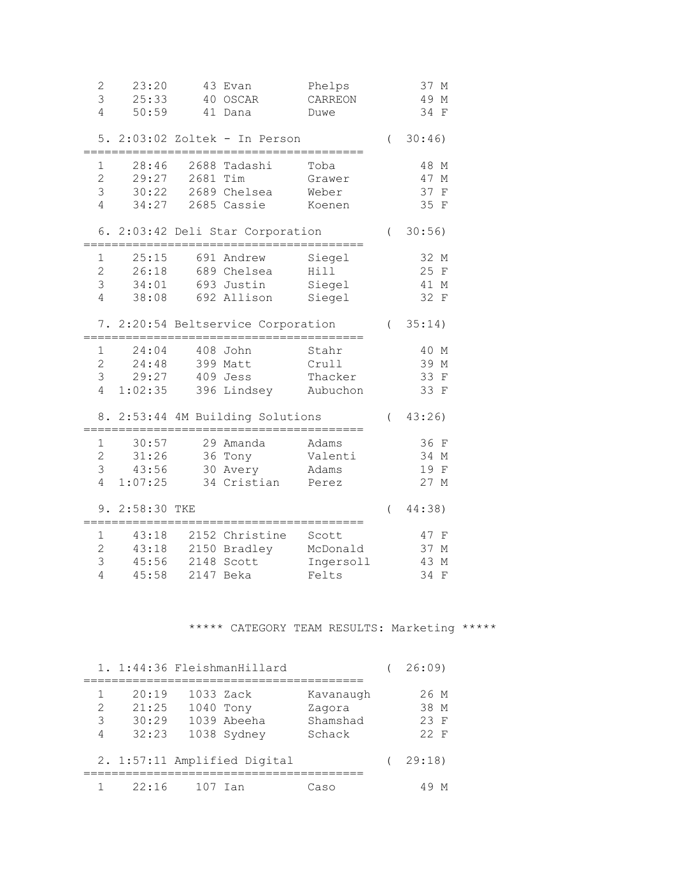```
  2    23:20     43 Evan        Phelps           37 M
  3    25:33     40 OSCAR       CARREON          49 M
  4    50:59     41 Dana        Duwe             34 F

  5. 2:03:02 Zoltek - In Person             (  30:46)
=========================================
  1    28:46   2688 Tadashi     Toba             48 M
  2    29:27   2681 Tim         Grawer           47 M
  3    30:22   2689 Chelsea     Weber            37 F
  4    34:27   2685 Cassie      Koenen           35 F

  6. 2:03:42 Deli Star Corporation          (  30:56)
=========================================
  1    25:15    691 Andrew      Siegel           32 M
  2    26:18    689 Chelsea     Hill             25 F
  3    34:01    693 Justin      Siegel           41 M
  4    38:08    692 Allison     Siegel           32 F

  7. 2:20:54 Beltservice Corporation        (  35:14)
=========================================
  1    24:04    408 John        Stahr            40 M
  2    24:48    399 Matt        Crull            39 M
  3    29:27    409 Jess        Thacker          33 F
  4  1:02:35    396 Lindsey     Aubuchon         33 F

  8. 2:53:44 4M Building Solutions          (  43:26)
=========================================
  1    30:57     29 Amanda      Adams            36 F
  2    31:26     36 Tony        Valenti          34 M
  3    43:56     30 Avery       Adams            19 F
  4  1:07:25     34 Cristian    Perez            27 M

  9. 2:58:30 TKE                            (  44:38)
=========================================
  1    43:18   2152 Christine   Scott            47 F
  2    43:18   2150 Bradley     McDonald         37 M
  3    45:56   2148 Scott       Ingersoll        43 M
  4    45:58   2147 Beka        Felts            34 F


                  ***** CATEGORY TEAM RESULTS: Marketing *****


  1. 1:44:36 FleishmanHillard               (  26:09)
=========================================
  1    20:19   1033 Zack        Kavanaugh        26 M
  2    21:25   1040 Tony        Zagora           38 M
  3    30:29   1039 Abeeha      Shamshad         23 F
  4    32:23   1038 Sydney      Schack           22 F

  2. 1:57:11 Amplified Digital              (  29:18)
=========================================
  1    22:16    107 Ian         Caso             49 M
```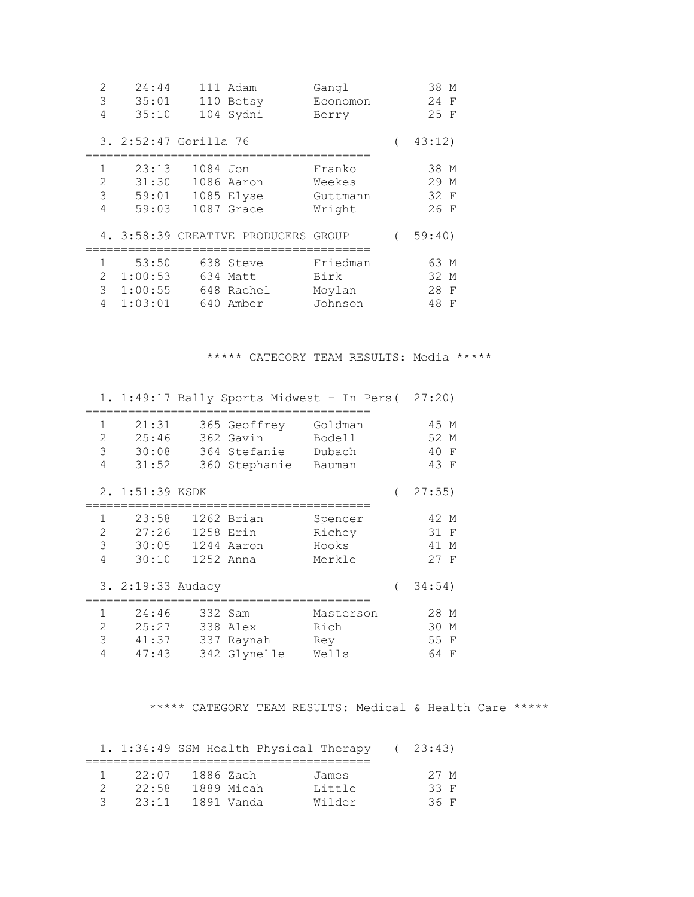```
  2     24:44     111 Adam        Gangl             38 M
  3     35:01     110 Betsy       Economon          24 F
  4     35:10     104 Sydni       Berry             25 F

  3. 2:52:47 Gorilla 76                         (  43:12)
=========================================
  1     23:13   1084 Jon          Franko            38 M
  2     31:30   1086 Aaron        Weekes            29 M
  3     59:01   1085 Elyse        Guttmann          32 F
  4     59:03   1087 Grace        Wright            26 F

  4. 3:58:39 CREATIVE PRODUCERS GROUP           (  59:40)
=========================================
  1     53:50     638 Steve       Friedman          63 M
  2   1:00:53     634 Matt        Birk              32 M
  3   1:00:55     648 Rachel      Moylan            28 F
  4   1:03:01     640 Amber       Johnson           48 F


                ***** CATEGORY TEAM RESULTS: Media *****


  1. 1:49:17 Bally Sports Midwest - In Pers(  27:20)
=========================================
  1     21:31     365 Geoffrey    Goldman           45 M
  2     25:46     362 Gavin       Bodell            52 M
  3     30:08     364 Stefanie    Dubach            40 F
  4     31:52     360 Stephanie   Bauman            43 F

  2. 1:51:39 KSDK                               (  27:55)
=========================================
  1     23:58   1262 Brian        Spencer           42 M
  2     27:26   1258 Erin         Richey            31 F
  3     30:05   1244 Aaron        Hooks             41 M
  4     30:10   1252 Anna         Merkle            27 F

  3. 2:19:33 Audacy                             (  34:54)
=========================================
  1     24:46     332 Sam         Masterson         28 M
  2     25:27     338 Alex        Rich              30 M
  3     41:37     337 Raynah      Rey               55 F
  4     47:43     342 Glynelle    Wells             64 F


         ***** CATEGORY TEAM RESULTS: Medical & Health Care *****


  1. 1:34:49 SSM Health Physical Therapy        (  23:43)
=========================================
  1     22:07   1886 Zach         James             27 M
  2     22:58   1889 Micah        Little            33 F
  3     23:11   1891 Vanda        Wilder            36 F
```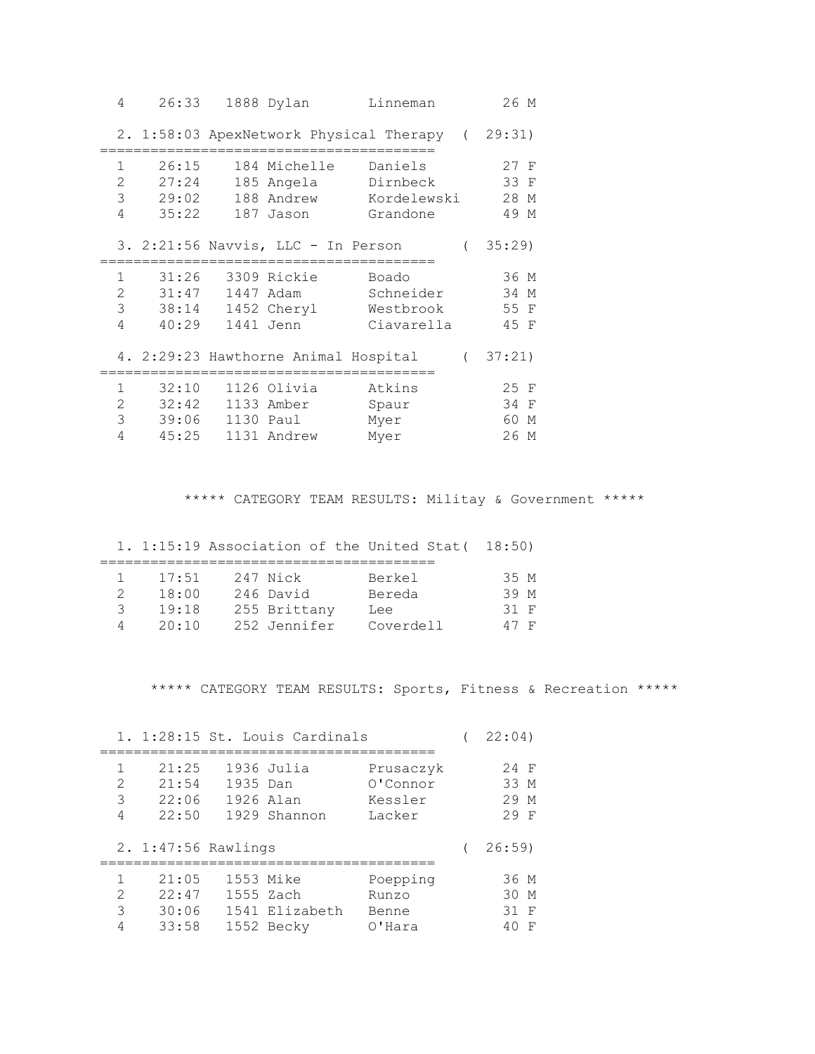```
  4    26:33   1888 Dylan       Linneman        26 M

 2. 1:58:03 ApexNetwork Physical Therapy  (  29:31)
=========================================
  1    26:15    184 Michelle    Daniels         27 F
  2    27:24    185 Angela      Dirnbeck        33 F
  3    29:02    188 Andrew      Kordelewski     28 M
  4    35:22    187 Jason       Grandone        49 M

 3. 2:21:56 Navvis, LLC - In Person       (  35:29)
=========================================
  1    31:26   3309 Rickie      Boado           36 M
  2    31:47   1447 Adam        Schneider       34 M
  3    38:14   1452 Cheryl      Westbrook       55 F
  4    40:29   1441 Jenn        Ciavarella      45 F

 4. 2:29:23 Hawthorne Animal Hospital     (  37:21)
=========================================
  1    32:10   1126 Olivia      Atkins          25 F
  2    32:42   1133 Amber       Spaur           34 F
  3    39:06   1130 Paul        Myer            60 M
  4    45:25   1131 Andrew      Myer            26 M


         ***** CATEGORY TEAM RESULTS: Militay & Government *****


 1. 1:15:19 Association of the United Stat(  18:50)
=========================================
  1    17:51    247 Nick        Berkel          35 M
  2    18:00    246 David       Bereda          39 M
  3    19:18    255 Brittany    Lee             31 F
  4    20:10    252 Jennifer    Coverdell       47 F


     ***** CATEGORY TEAM RESULTS: Sports, Fitness & Recreation *****


 1. 1:28:15 St. Louis Cardinals           (  22:04)
=========================================
  1    21:25   1936 Julia       Prusaczyk       24 F
  2    21:54   1935 Dan         O'Connor        33 M
  3    22:06   1926 Alan        Kessler         29 M
  4    22:50   1929 Shannon     Lacker          29 F

 2. 1:47:56 Rawlings                      (  26:59)
=========================================
  1    21:05   1553 Mike        Poepping        36 M
  2    22:47   1555 Zach        Runzo           30 M
  3    30:06   1541 Elizabeth   Benne           31 F
  4    33:58   1552 Becky       O'Hara          40 F
```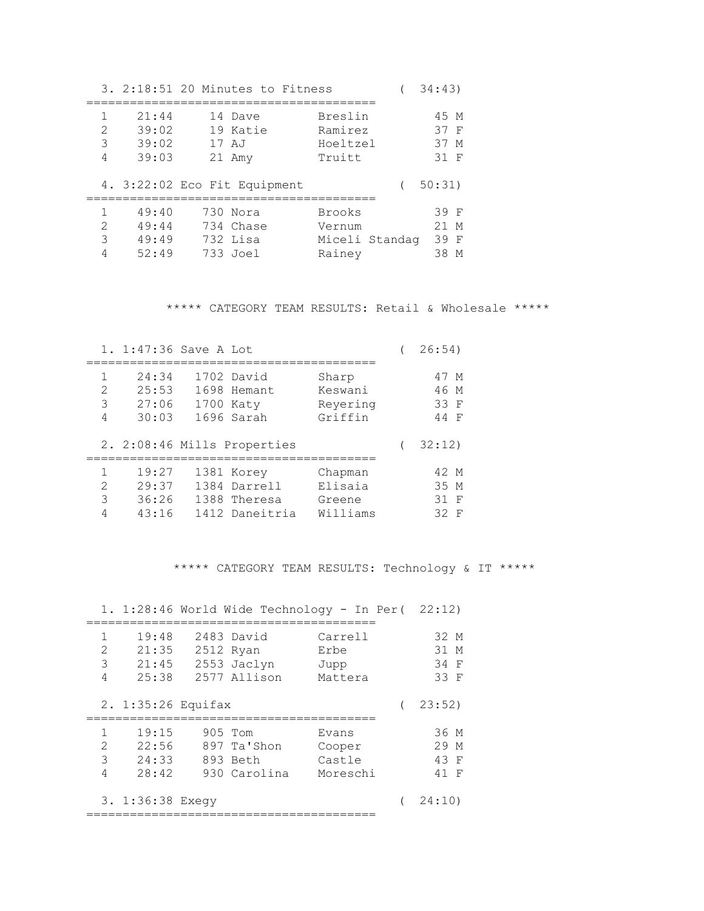3. 2:18:51 20 Minutes to Fitness ( 34:43)

| | Time | Bib | First | Last | Age | Sex |
|---|---|---|---|---|---|---|
| 1 | 21:44 | 14 | Dave | Breslin | 45 | M |
| 2 | 39:02 | 19 | Katie | Ramirez | 37 | F |
| 3 | 39:02 | 17 | AJ | Hoeltzel | 37 | M |
| 4 | 39:03 | 21 | Amy | Truitt | 31 | F |

4. 3:22:02 Eco Fit Equipment ( 50:31)

| | Time | Bib | First | Last | Age | Sex |
|---|---|---|---|---|---|---|
| 1 | 49:40 | 730 | Nora | Brooks | 39 | F |
| 2 | 49:44 | 734 | Chase | Vernum | 21 | M |
| 3 | 49:49 | 732 | Lisa | Miceli Standag | 39 | F |
| 4 | 52:49 | 733 | Joel | Rainey | 38 | M |

## ***** CATEGORY TEAM RESULTS: Retail & Wholesale *****

1. 1:47:36 Save A Lot ( 26:54)

| | Time | Bib | First | Last | Age | Sex |
|---|---|---|---|---|---|---|
| 1 | 24:34 | 1702 | David | Sharp | 47 | M |
| 2 | 25:53 | 1698 | Hemant | Keswani | 46 | M |
| 3 | 27:06 | 1700 | Katy | Reyering | 33 | F |
| 4 | 30:03 | 1696 | Sarah | Griffin | 44 | F |

2. 2:08:46 Mills Properties ( 32:12)

| | Time | Bib | First | Last | Age | Sex |
|---|---|---|---|---|---|---|
| 1 | 19:27 | 1381 | Korey | Chapman | 42 | M |
| 2 | 29:37 | 1384 | Darrell | Elisaia | 35 | M |
| 3 | 36:26 | 1388 | Theresa | Greene | 31 | F |
| 4 | 43:16 | 1412 | Daneitria | Williams | 32 | F |

## ***** CATEGORY TEAM RESULTS: Technology & IT *****

1. 1:28:46 World Wide Technology - In Per( 22:12)

| | Time | Bib | First | Last | Age | Sex |
|---|---|---|---|---|---|---|
| 1 | 19:48 | 2483 | David | Carrell | 32 | M |
| 2 | 21:35 | 2512 | Ryan | Erbe | 31 | M |
| 3 | 21:45 | 2553 | Jaclyn | Jupp | 34 | F |
| 4 | 25:38 | 2577 | Allison | Mattera | 33 | F |

2. 1:35:26 Equifax ( 23:52)

| | Time | Bib | First | Last | Age | Sex |
|---|---|---|---|---|---|---|
| 1 | 19:15 | 905 | Tom | Evans | 36 | M |
| 2 | 22:56 | 897 | Ta'Shon | Cooper | 29 | M |
| 3 | 24:33 | 893 | Beth | Castle | 43 | F |
| 4 | 28:42 | 930 | Carolina | Moreschi | 41 | F |

3. 1:36:38 Exegy ( 24:10)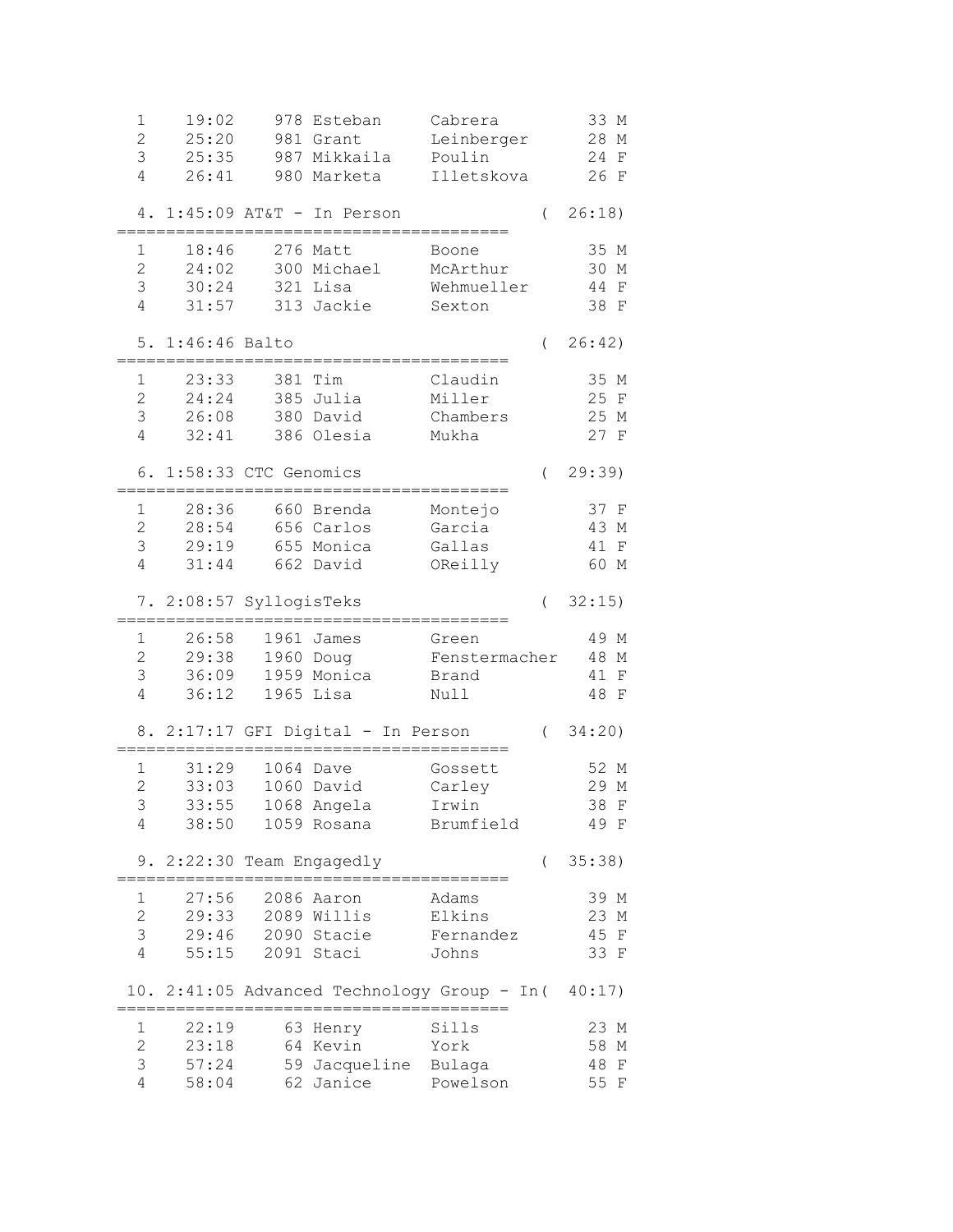```
  1    19:02    978 Esteban     Cabrera         33 M
  2    25:20    981 Grant       Leinberger      28 M
  3    25:35    987 Mikkaila    Poulin          24 F
  4    26:41    980 Marketa     Illetskova      26 F

  4. 1:45:09 AT&T - In Person                 (  26:18)
=========================================
  1    18:46    276 Matt        Boone           35 M
  2    24:02    300 Michael     McArthur        30 M
  3    30:24    321 Lisa        Wehmueller      44 F
  4    31:57    313 Jackie      Sexton          38 F

  5. 1:46:46 Balto                            (  26:42)
=========================================
  1    23:33    381 Tim         Claudin         35 M
  2    24:24    385 Julia       Miller          25 F
  3    26:08    380 David       Chambers        25 M
  4    32:41    386 Olesia      Mukha           27 F

  6. 1:58:33 CTC Genomics                     (  29:39)
=========================================
  1    28:36    660 Brenda      Montejo         37 F
  2    28:54    656 Carlos      Garcia          43 M
  3    29:19    655 Monica      Gallas          41 F
  4    31:44    662 David       OReilly         60 M

  7. 2:08:57 SyllogisTeks                     (  32:15)
=========================================
  1    26:58   1961 James       Green           49 M
  2    29:38   1960 Doug        Fenstermacher   48 M
  3    36:09   1959 Monica      Brand           41 F
  4    36:12   1965 Lisa        Null            48 F

  8. 2:17:17 GFI Digital - In Person          (  34:20)
=========================================
  1    31:29   1064 Dave        Gossett         52 M
  2    33:03   1060 David       Carley          29 M
  3    33:55   1068 Angela      Irwin           38 F
  4    38:50   1059 Rosana      Brumfield       49 F

  9. 2:22:30 Team Engagedly                   (  35:38)
=========================================
  1    27:56   2086 Aaron       Adams           39 M
  2    29:33   2089 Willis      Elkins          23 M
  3    29:46   2090 Stacie      Fernandez       45 F
  4    55:15   2091 Staci       Johns           33 F

 10. 2:41:05 Advanced Technology Group - In(  40:17)
=========================================
  1    22:19     63 Henry       Sills           23 M
  2    23:18     64 Kevin       York            58 M
  3    57:24     59 Jacqueline  Bulaga          48 F
  4    58:04     62 Janice      Powelson        55 F
```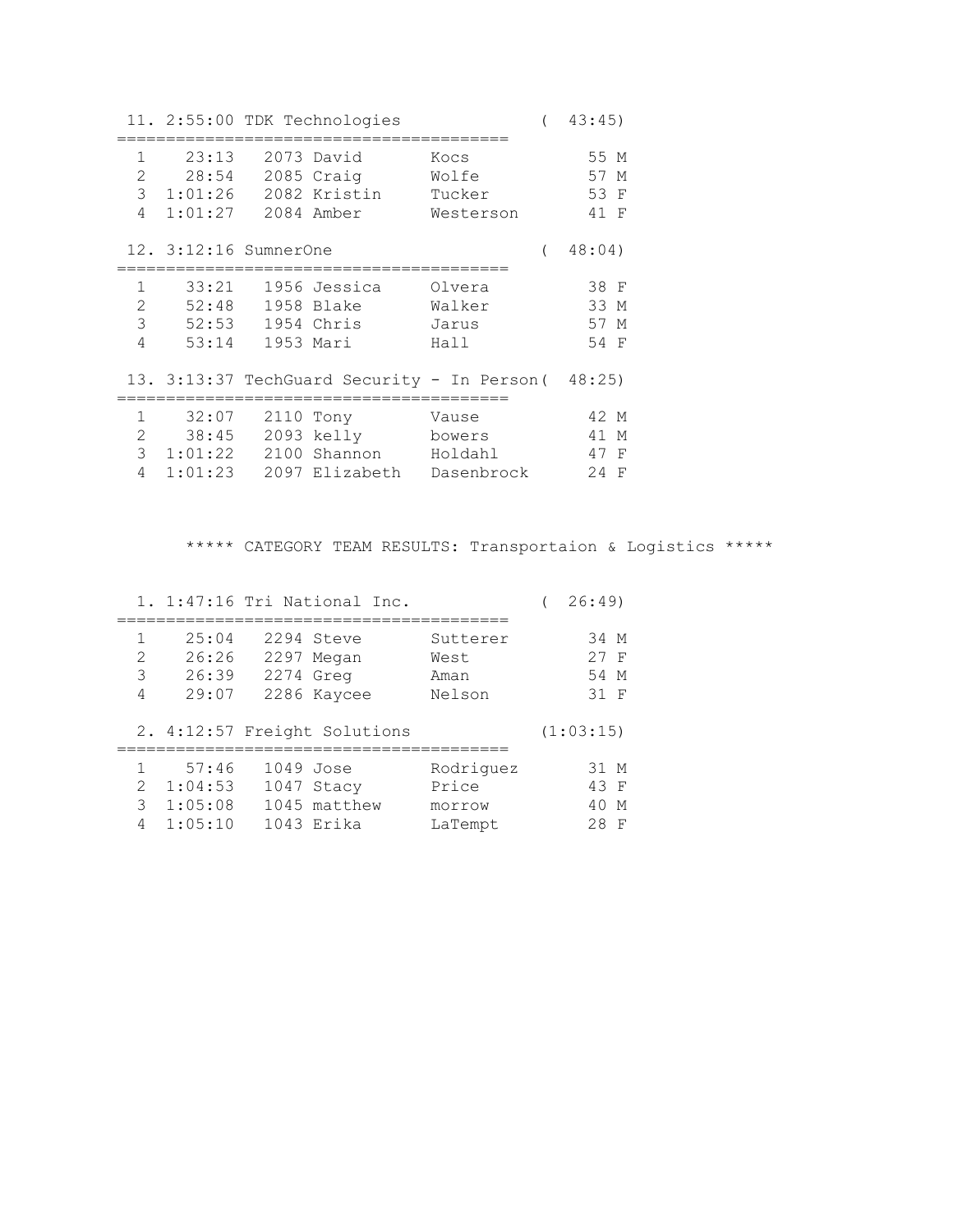11. 2:55:00 TDK Technologies ( 43:45)

| | | | | | | |
|---|---|---|---|---|---|---|
| 1 | 23:13 | 2073 | David | Kocs | 55 | M |
| 2 | 28:54 | 2085 | Craig | Wolfe | 57 | M |
| 3 | 1:01:26 | 2082 | Kristin | Tucker | 53 | F |
| 4 | 1:01:27 | 2084 | Amber | Westerson | 41 | F |

12. 3:12:16 SumnerOne ( 48:04)

| | | | | | | |
|---|---|---|---|---|---|---|
| 1 | 33:21 | 1956 | Jessica | Olvera | 38 | F |
| 2 | 52:48 | 1958 | Blake | Walker | 33 | M |
| 3 | 52:53 | 1954 | Chris | Jarus | 57 | M |
| 4 | 53:14 | 1953 | Mari | Hall | 54 | F |

13. 3:13:37 TechGuard Security - In Person( 48:25)

| | | | | | | |
|---|---|---|---|---|---|---|
| 1 | 32:07 | 2110 | Tony | Vause | 42 | M |
| 2 | 38:45 | 2093 | kelly | bowers | 41 | M |
| 3 | 1:01:22 | 2100 | Shannon | Holdahl | 47 | F |
| 4 | 1:01:23 | 2097 | Elizabeth | Dasenbrock | 24 | F |

***** CATEGORY TEAM RESULTS: Transportaion & Logistics *****

1. 1:47:16 Tri National Inc. ( 26:49)

| | | | | | | |
|---|---|---|---|---|---|---|
| 1 | 25:04 | 2294 | Steve | Sutterer | 34 | M |
| 2 | 26:26 | 2297 | Megan | West | 27 | F |
| 3 | 26:39 | 2274 | Greg | Aman | 54 | M |
| 4 | 29:07 | 2286 | Kaycee | Nelson | 31 | F |

2. 4:12:57 Freight Solutions (1:03:15)

| | | | | | | |
|---|---|---|---|---|---|---|
| 1 | 57:46 | 1049 | Jose | Rodriguez | 31 | M |
| 2 | 1:04:53 | 1047 | Stacy | Price | 43 | F |
| 3 | 1:05:08 | 1045 | matthew | morrow | 40 | M |
| 4 | 1:05:10 | 1043 | Erika | LaTempt | 28 | F |